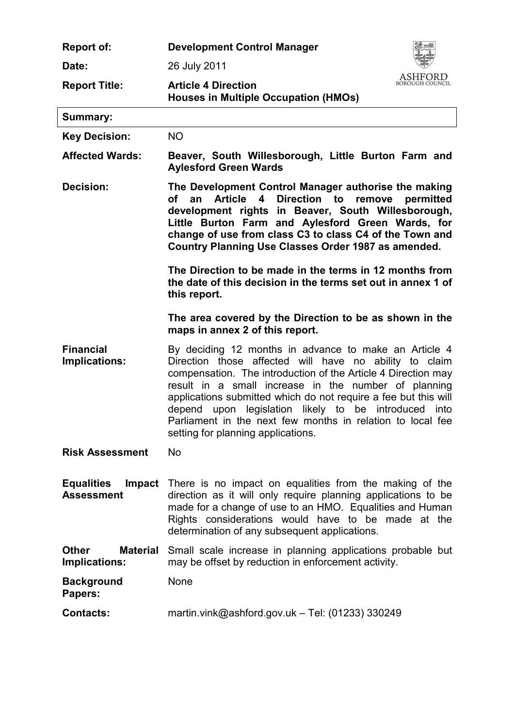| | |
|---|---|
| **Report of:** | **Development Control Manager** |
| **Date:** | 26 July 2011 |
| **Report Title:** | **Article 4 Direction** **Houses in Multiple Occupation (HMOs)** |

**Summary:**

| | |
|---|---|
| **Key Decision:** | NO |
| **Affected Wards:** | **Beaver, South Willesborough, Little Burton Farm and Aylesford Green Wards** |
| **Decision:** | **The Development Control Manager authorise the making of an Article 4 Direction to remove permitted development rights in Beaver, South Willesborough, Little Burton Farm and Aylesford Green Wards, for change of use from class C3 to class C4 of the Town and Country Planning Use Classes Order 1987 as amended.**<br><br>**The Direction to be made in the terms in 12 months from the date of this decision in the terms set out in annex 1 of this report.**<br><br>**The area covered by the Direction to be as shown in the maps in annex 2 of this report.** |
| **Financial Implications:** | By deciding 12 months in advance to make an Article 4 Direction those affected will have no ability to claim compensation. The introduction of the Article 4 Direction may result in a small increase in the number of planning applications submitted which do not require a fee but this will depend upon legislation likely to be introduced into Parliament in the next few months in relation to local fee setting for planning applications. |
| **Risk Assessment** | No |
| **Equalities Impact Assessment** | There is no impact on equalities from the making of the direction as it will only require planning applications to be made for a change of use to an HMO. Equalities and Human Rights considerations would have to be made at the determination of any subsequent applications. |
| **Other Material Implications:** | Small scale increase in planning applications probable but may be offset by reduction in enforcement activity. |
| **Background Papers:** | None |
| **Contacts:** | martin.vink@ashford.gov.uk – Tel: (01233) 330249 |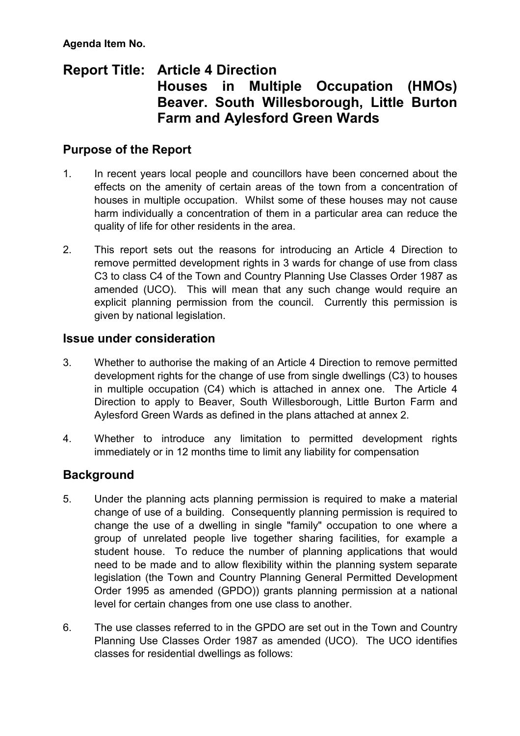**Agenda Item No.**

# Report Title: Article 4 Direction Houses in Multiple Occupation (HMOs) Beaver. South Willesborough, Little Burton Farm and Aylesford Green Wards

## Purpose of the Report

1. In recent years local people and councillors have been concerned about the effects on the amenity of certain areas of the town from a concentration of houses in multiple occupation. Whilst some of these houses may not cause harm individually a concentration of them in a particular area can reduce the quality of life for other residents in the area.

2. This report sets out the reasons for introducing an Article 4 Direction to remove permitted development rights in 3 wards for change of use from class C3 to class C4 of the Town and Country Planning Use Classes Order 1987 as amended (UCO). This will mean that any such change would require an explicit planning permission from the council. Currently this permission is given by national legislation.

## Issue under consideration

3. Whether to authorise the making of an Article 4 Direction to remove permitted development rights for the change of use from single dwellings (C3) to houses in multiple occupation (C4) which is attached in annex one. The Article 4 Direction to apply to Beaver, South Willesborough, Little Burton Farm and Aylesford Green Wards as defined in the plans attached at annex 2.

4. Whether to introduce any limitation to permitted development rights immediately or in 12 months time to limit any liability for compensation

## Background

5. Under the planning acts planning permission is required to make a material change of use of a building. Consequently planning permission is required to change the use of a dwelling in single "family" occupation to one where a group of unrelated people live together sharing facilities, for example a student house. To reduce the number of planning applications that would need to be made and to allow flexibility within the planning system separate legislation (the Town and Country Planning General Permitted Development Order 1995 as amended (GPDO)) grants planning permission at a national level for certain changes from one use class to another.

6. The use classes referred to in the GPDO are set out in the Town and Country Planning Use Classes Order 1987 as amended (UCO). The UCO identifies classes for residential dwellings as follows: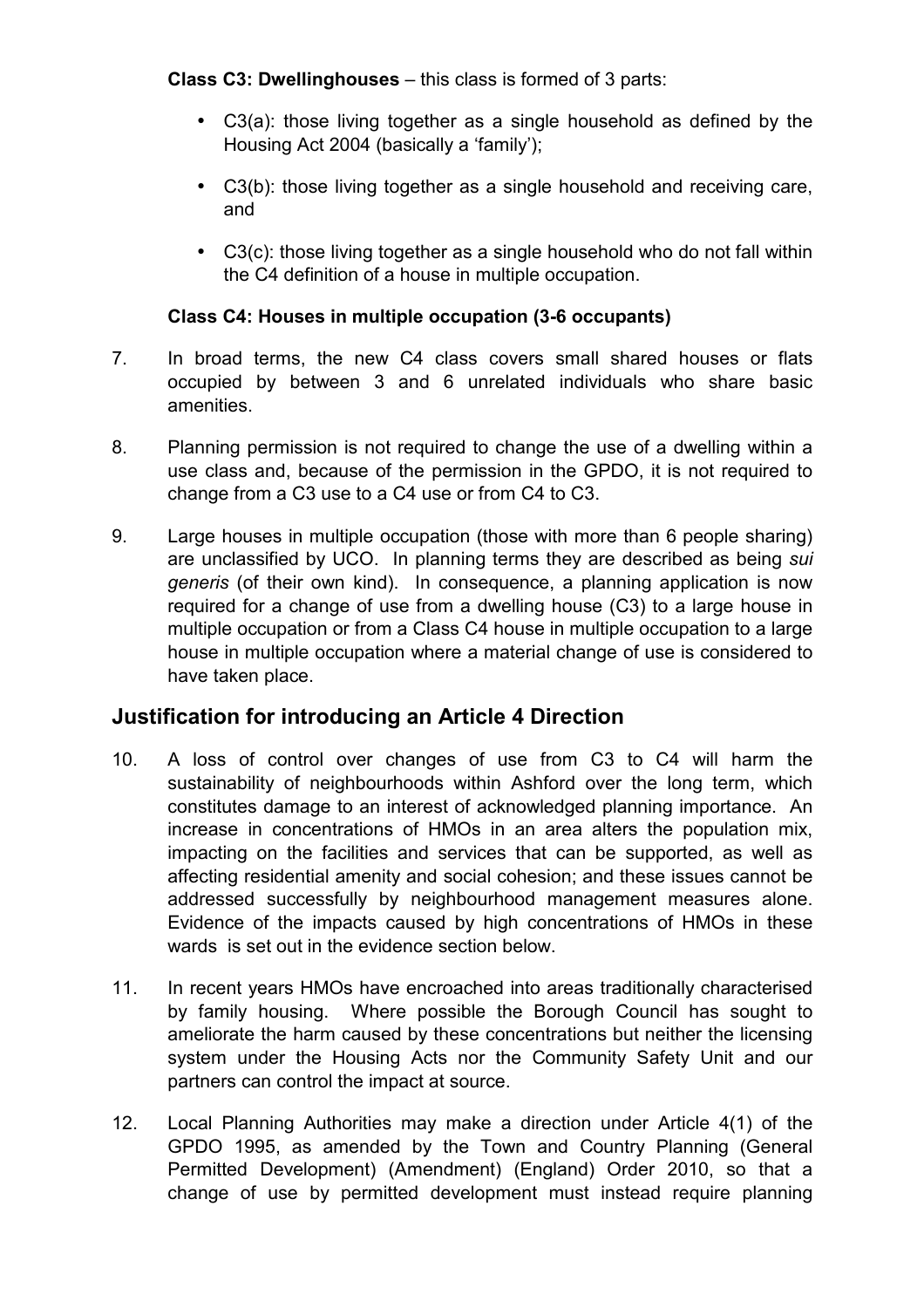**Class C3: Dwellinghouses** – this class is formed of 3 parts:

- C3(a): those living together as a single household as defined by the Housing Act 2004 (basically a 'family');
- C3(b): those living together as a single household and receiving care, and
- C3(c): those living together as a single household who do not fall within the C4 definition of a house in multiple occupation.

**Class C4: Houses in multiple occupation (3-6 occupants)**

7. In broad terms, the new C4 class covers small shared houses or flats occupied by between 3 and 6 unrelated individuals who share basic amenities.

8. Planning permission is not required to change the use of a dwelling within a use class and, because of the permission in the GPDO, it is not required to change from a C3 use to a C4 use or from C4 to C3.

9. Large houses in multiple occupation (those with more than 6 people sharing) are unclassified by UCO. In planning terms they are described as being *sui generis* (of their own kind). In consequence, a planning application is now required for a change of use from a dwelling house (C3) to a large house in multiple occupation or from a Class C4 house in multiple occupation to a large house in multiple occupation where a material change of use is considered to have taken place.

## Justification for introducing an Article 4 Direction

10. A loss of control over changes of use from C3 to C4 will harm the sustainability of neighbourhoods within Ashford over the long term, which constitutes damage to an interest of acknowledged planning importance. An increase in concentrations of HMOs in an area alters the population mix, impacting on the facilities and services that can be supported, as well as affecting residential amenity and social cohesion; and these issues cannot be addressed successfully by neighbourhood management measures alone. Evidence of the impacts caused by high concentrations of HMOs in these wards is set out in the evidence section below.

11. In recent years HMOs have encroached into areas traditionally characterised by family housing. Where possible the Borough Council has sought to ameliorate the harm caused by these concentrations but neither the licensing system under the Housing Acts nor the Community Safety Unit and our partners can control the impact at source.

12. Local Planning Authorities may make a direction under Article 4(1) of the GPDO 1995, as amended by the Town and Country Planning (General Permitted Development) (Amendment) (England) Order 2010, so that a change of use by permitted development must instead require planning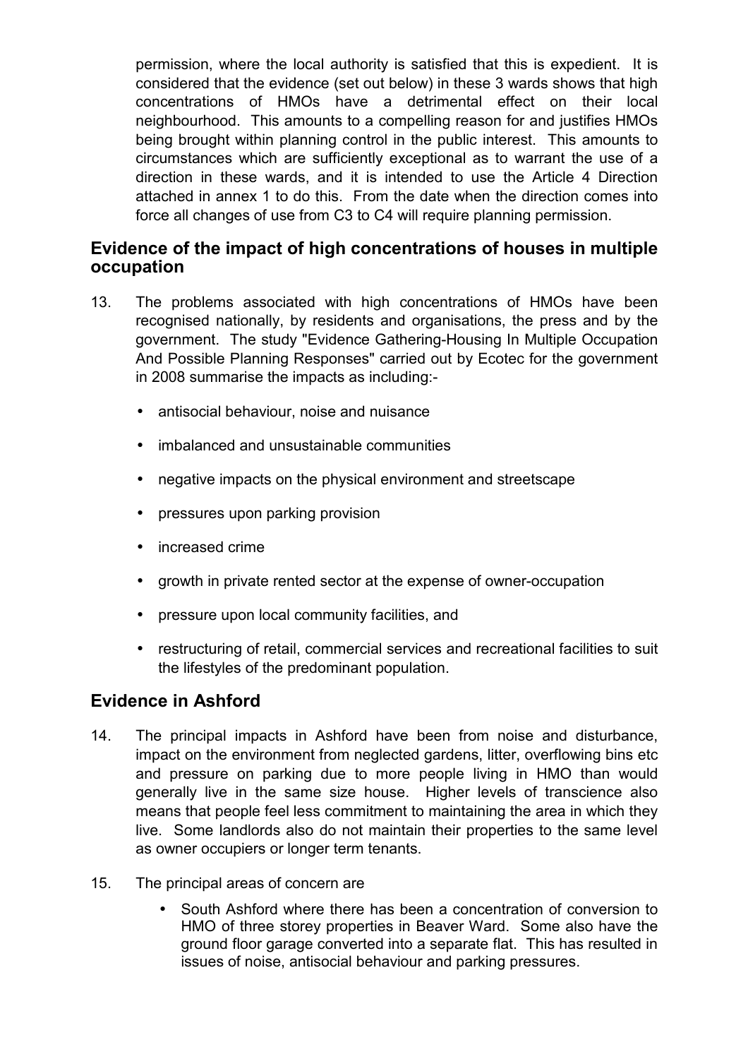permission, where the local authority is satisfied that this is expedient. It is considered that the evidence (set out below) in these 3 wards shows that high concentrations of HMOs have a detrimental effect on their local neighbourhood. This amounts to a compelling reason for and justifies HMOs being brought within planning control in the public interest. This amounts to circumstances which are sufficiently exceptional as to warrant the use of a direction in these wards, and it is intended to use the Article 4 Direction attached in annex 1 to do this. From the date when the direction comes into force all changes of use from C3 to C4 will require planning permission.

## Evidence of the impact of high concentrations of houses in multiple occupation

13. The problems associated with high concentrations of HMOs have been recognised nationally, by residents and organisations, the press and by the government. The study "Evidence Gathering-Housing In Multiple Occupation And Possible Planning Responses" carried out by Ecotec for the government in 2008 summarise the impacts as including:-

    - antisocial behaviour, noise and nuisance
    - imbalanced and unsustainable communities
    - negative impacts on the physical environment and streetscape
    - pressures upon parking provision
    - increased crime
    - growth in private rented sector at the expense of owner-occupation
    - pressure upon local community facilities, and
    - restructuring of retail, commercial services and recreational facilities to suit the lifestyles of the predominant population.

## Evidence in Ashford

14. The principal impacts in Ashford have been from noise and disturbance, impact on the environment from neglected gardens, litter, overflowing bins etc and pressure on parking due to more people living in HMO than would generally live in the same size house. Higher levels of transcience also means that people feel less commitment to maintaining the area in which they live. Some landlords also do not maintain their properties to the same level as owner occupiers or longer term tenants.

15. The principal areas of concern are

    - South Ashford where there has been a concentration of conversion to HMO of three storey properties in Beaver Ward. Some also have the ground floor garage converted into a separate flat. This has resulted in issues of noise, antisocial behaviour and parking pressures.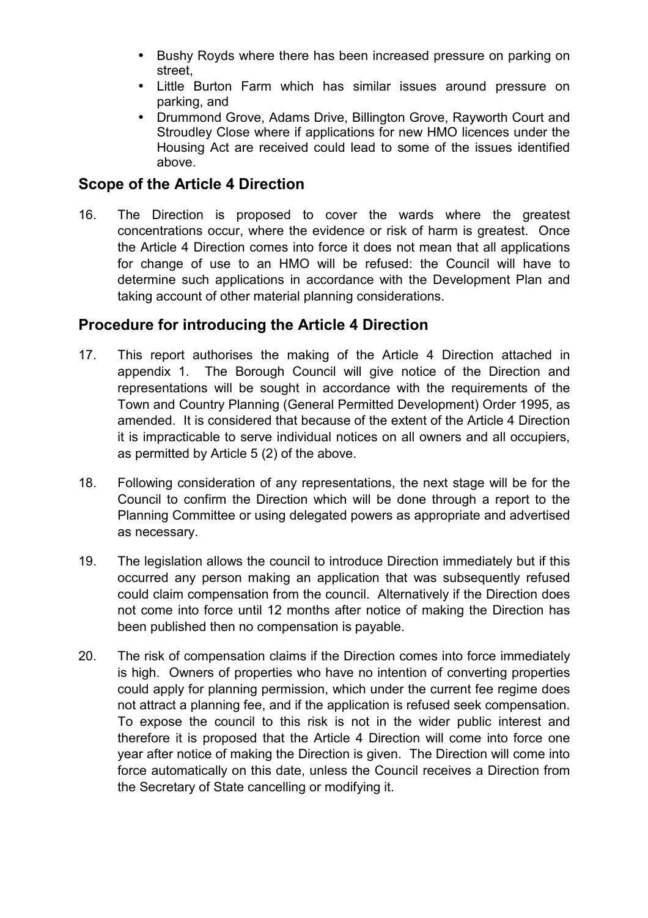- Bushy Royds where there has been increased pressure on parking on street,
- Little Burton Farm which has similar issues around pressure on parking, and
- Drummond Grove, Adams Drive, Billington Grove, Rayworth Court and Stroudley Close where if applications for new HMO licences under the Housing Act are received could lead to some of the issues identified above.

## Scope of the Article 4 Direction

16. The Direction is proposed to cover the wards where the greatest concentrations occur, where the evidence or risk of harm is greatest. Once the Article 4 Direction comes into force it does not mean that all applications for change of use to an HMO will be refused: the Council will have to determine such applications in accordance with the Development Plan and taking account of other material planning considerations.

## Procedure for introducing the Article 4 Direction

17. This report authorises the making of the Article 4 Direction attached in appendix 1. The Borough Council will give notice of the Direction and representations will be sought in accordance with the requirements of the Town and Country Planning (General Permitted Development) Order 1995, as amended. It is considered that because of the extent of the Article 4 Direction it is impracticable to serve individual notices on all owners and all occupiers, as permitted by Article 5 (2) of the above.

18. Following consideration of any representations, the next stage will be for the Council to confirm the Direction which will be done through a report to the Planning Committee or using delegated powers as appropriate and advertised as necessary.

19. The legislation allows the council to introduce Direction immediately but if this occurred any person making an application that was subsequently refused could claim compensation from the council. Alternatively if the Direction does not come into force until 12 months after notice of making the Direction has been published then no compensation is payable.

20. The risk of compensation claims if the Direction comes into force immediately is high. Owners of properties who have no intention of converting properties could apply for planning permission, which under the current fee regime does not attract a planning fee, and if the application is refused seek compensation. To expose the council to this risk is not in the wider public interest and therefore it is proposed that the Article 4 Direction will come into force one year after notice of making the Direction is given. The Direction will come into force automatically on this date, unless the Council receives a Direction from the Secretary of State cancelling or modifying it.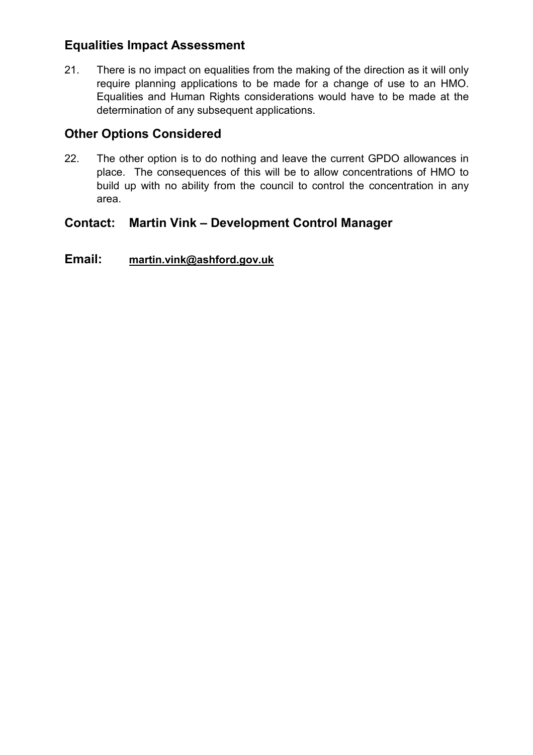## Equalities Impact Assessment

21. There is no impact on equalities from the making of the direction as it will only require planning applications to be made for a change of use to an HMO. Equalities and Human Rights considerations would have to be made at the determination of any subsequent applications.

## Other Options Considered

22. The other option is to do nothing and leave the current GPDO allowances in place. The consequences of this will be to allow concentrations of HMO to build up with no ability from the council to control the concentration in any area.

## Contact: Martin Vink – Development Control Manager

## Email: martin.vink@ashford.gov.uk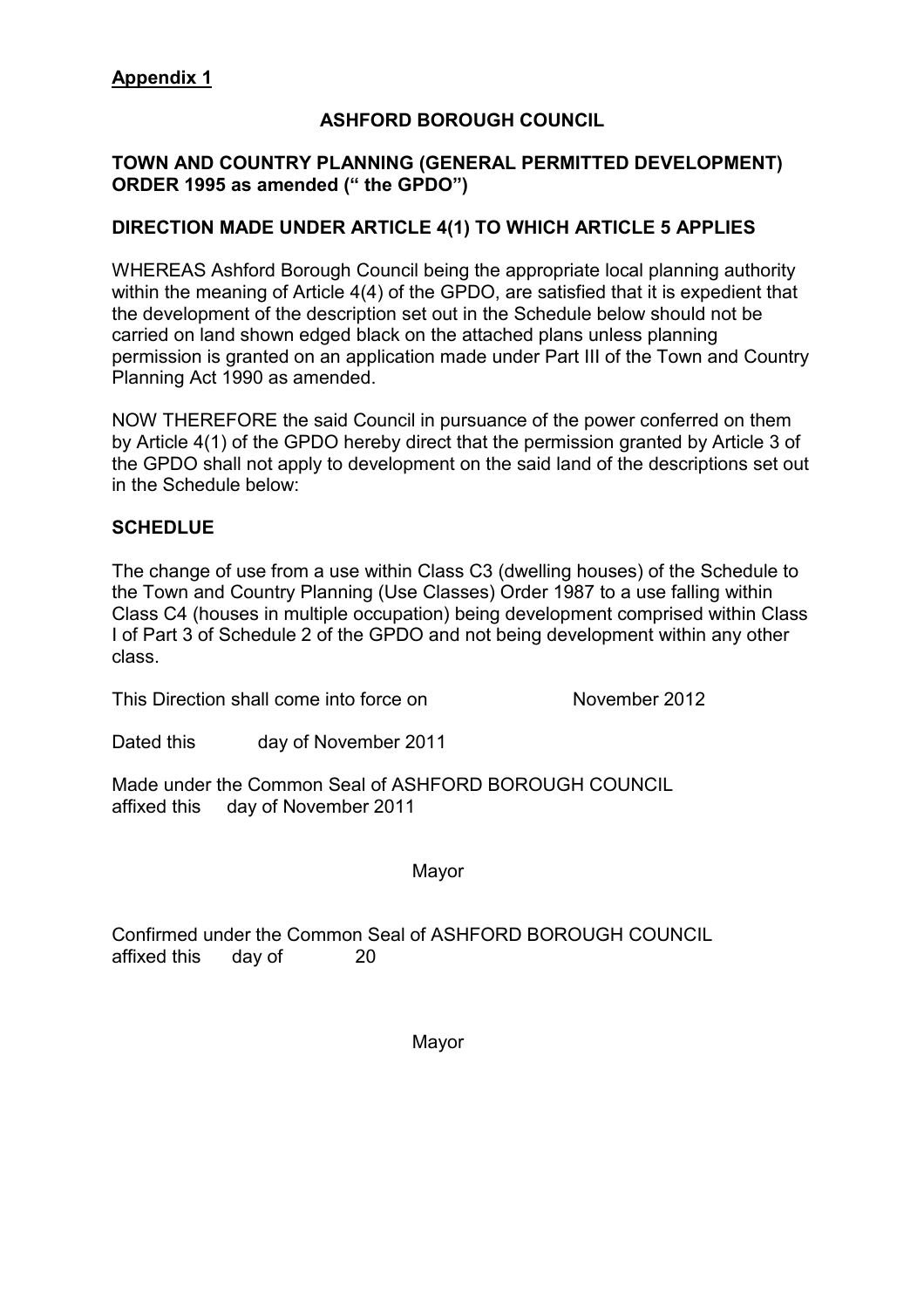**Appendix 1**

**ASHFORD BOROUGH COUNCIL**

**TOWN AND COUNTRY PLANNING (GENERAL PERMITTED DEVELOPMENT) ORDER 1995 as amended (" the GPDO")**

**DIRECTION MADE UNDER ARTICLE 4(1) TO WHICH ARTICLE 5 APPLIES**

WHEREAS Ashford Borough Council being the appropriate local planning authority within the meaning of Article 4(4) of the GPDO, are satisfied that it is expedient that the development of the description set out in the Schedule below should not be carried on land shown edged black on the attached plans unless planning permission is granted on an application made under Part III of the Town and Country Planning Act 1990 as amended.

NOW THEREFORE the said Council in pursuance of the power conferred on them by Article 4(1) of the GPDO hereby direct that the permission granted by Article 3 of the GPDO shall not apply to development on the said land of the descriptions set out in the Schedule below:

**SCHEDLUE**

The change of use from a use within Class C3 (dwelling houses) of the Schedule to the Town and Country Planning (Use Classes) Order 1987 to a use falling within Class C4 (houses in multiple occupation) being development comprised within Class I of Part 3 of Schedule 2 of the GPDO and not being development within any other class.

This Direction shall come into force on November 2012

Dated this day of November 2011

Made under the Common Seal of ASHFORD BOROUGH COUNCIL
affixed this day of November 2011

Mayor

Confirmed under the Common Seal of ASHFORD BOROUGH COUNCIL
affixed this day of 20

Mayor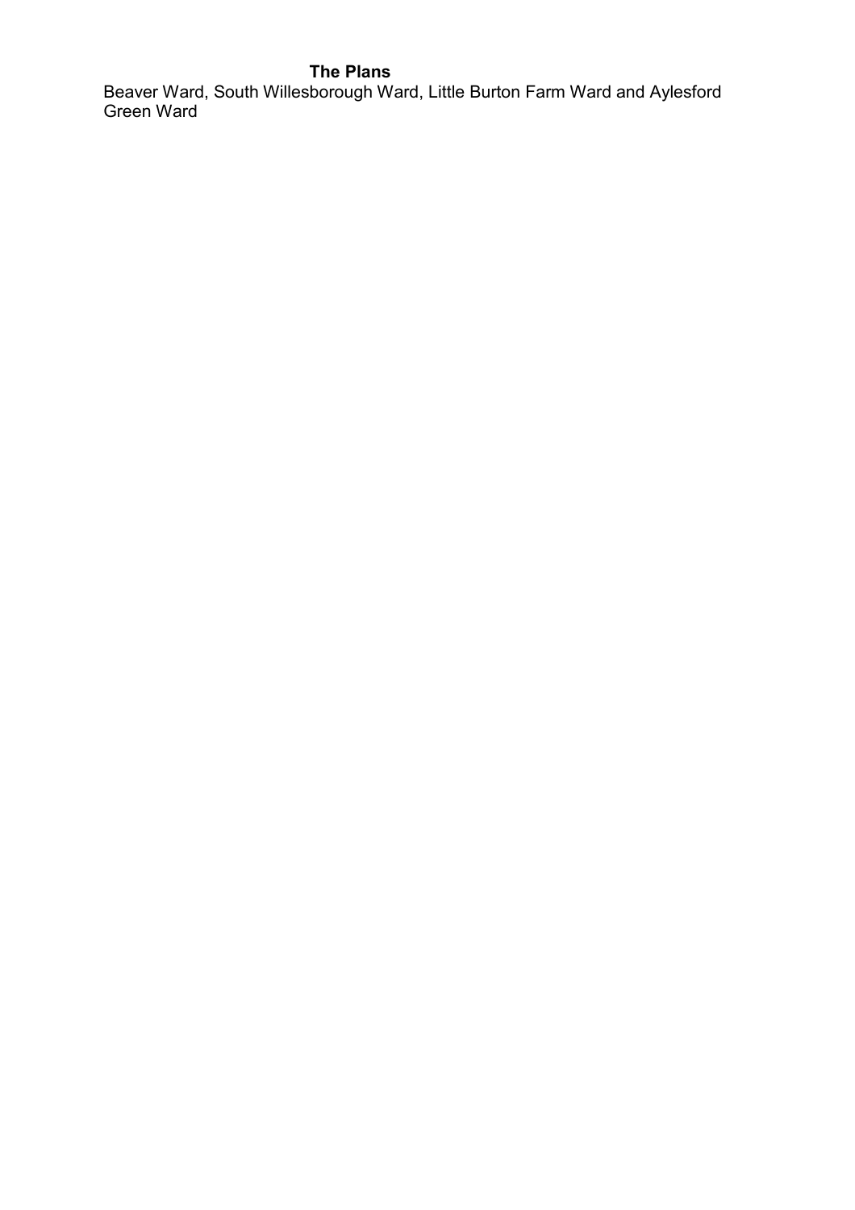**The Plans**

Beaver Ward, South Willesborough Ward, Little Burton Farm Ward and Aylesford Green Ward